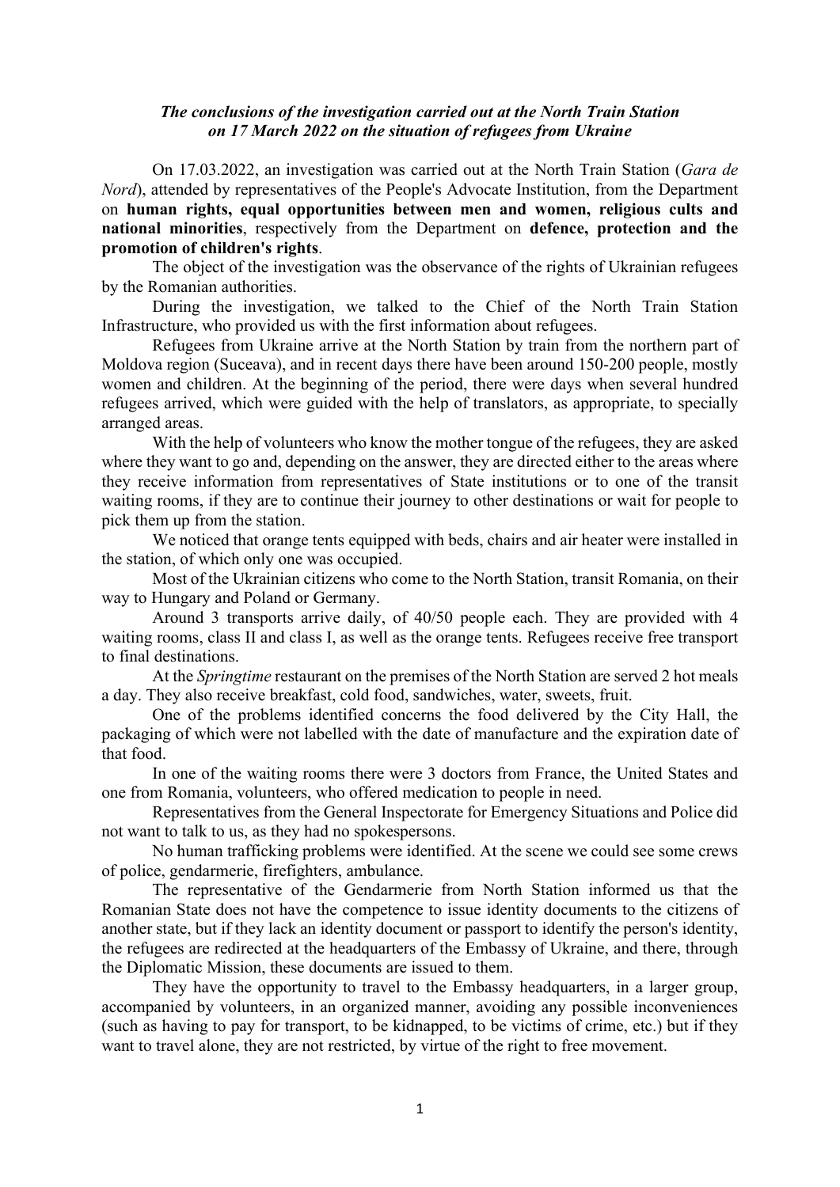***The conclusions of the investigation carried out at the North Train Station on 17 March 2022 on the situation of refugees from Ukraine***

On 17.03.2022, an investigation was carried out at the North Train Station (*Gara de Nord*), attended by representatives of the People's Advocate Institution, from the Department on **human rights, equal opportunities between men and women, religious cults and national minorities**, respectively from the Department on **defence, protection and the promotion of children's rights**.

The object of the investigation was the observance of the rights of Ukrainian refugees by the Romanian authorities.

During the investigation, we talked to the Chief of the North Train Station Infrastructure, who provided us with the first information about refugees.

Refugees from Ukraine arrive at the North Station by train from the northern part of Moldova region (Suceava), and in recent days there have been around 150-200 people, mostly women and children. At the beginning of the period, there were days when several hundred refugees arrived, which were guided with the help of translators, as appropriate, to specially arranged areas.

With the help of volunteers who know the mother tongue of the refugees, they are asked where they want to go and, depending on the answer, they are directed either to the areas where they receive information from representatives of State institutions or to one of the transit waiting rooms, if they are to continue their journey to other destinations or wait for people to pick them up from the station.

We noticed that orange tents equipped with beds, chairs and air heater were installed in the station, of which only one was occupied.

Most of the Ukrainian citizens who come to the North Station, transit Romania, on their way to Hungary and Poland or Germany.

Around 3 transports arrive daily, of 40/50 people each. They are provided with 4 waiting rooms, class II and class I, as well as the orange tents. Refugees receive free transport to final destinations.

At the *Springtime* restaurant on the premises of the North Station are served 2 hot meals a day. They also receive breakfast, cold food, sandwiches, water, sweets, fruit.

One of the problems identified concerns the food delivered by the City Hall, the packaging of which were not labelled with the date of manufacture and the expiration date of that food.

In one of the waiting rooms there were 3 doctors from France, the United States and one from Romania, volunteers, who offered medication to people in need.

Representatives from the General Inspectorate for Emergency Situations and Police did not want to talk to us, as they had no spokespersons.

No human trafficking problems were identified. At the scene we could see some crews of police, gendarmerie, firefighters, ambulance.

The representative of the Gendarmerie from North Station informed us that the Romanian State does not have the competence to issue identity documents to the citizens of another state, but if they lack an identity document or passport to identify the person's identity, the refugees are redirected at the headquarters of the Embassy of Ukraine, and there, through the Diplomatic Mission, these documents are issued to them.

They have the opportunity to travel to the Embassy headquarters, in a larger group, accompanied by volunteers, in an organized manner, avoiding any possible inconveniences (such as having to pay for transport, to be kidnapped, to be victims of crime, etc.) but if they want to travel alone, they are not restricted, by virtue of the right to free movement.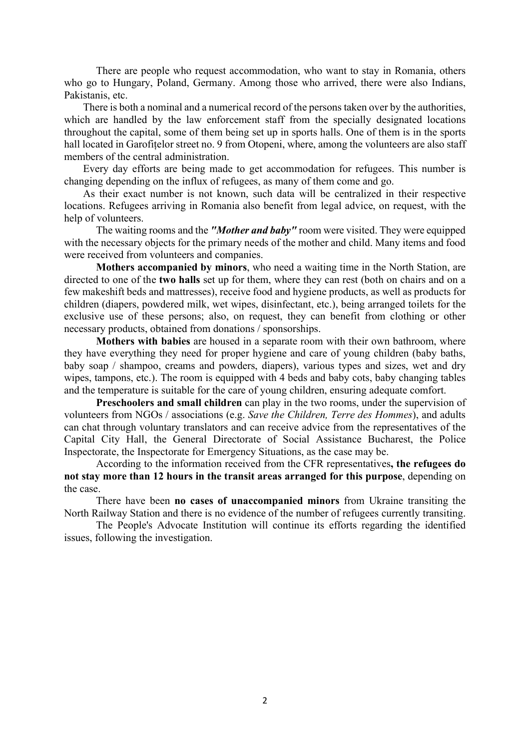There are people who request accommodation, who want to stay in Romania, others who go to Hungary, Poland, Germany. Among those who arrived, there were also Indians, Pakistanis, etc.

There is both a nominal and a numerical record of the persons taken over by the authorities, which are handled by the law enforcement staff from the specially designated locations throughout the capital, some of them being set up in sports halls. One of them is in the sports hall located in Garofițelor street no. 9 from Otopeni, where, among the volunteers are also staff members of the central administration.

Every day efforts are being made to get accommodation for refugees. This number is changing depending on the influx of refugees, as many of them come and go.

As their exact number is not known, such data will be centralized in their respective locations. Refugees arriving in Romania also benefit from legal advice, on request, with the help of volunteers.

The waiting rooms and the ***"Mother and baby"*** room were visited. They were equipped with the necessary objects for the primary needs of the mother and child. Many items and food were received from volunteers and companies.

**Mothers accompanied by minors**, who need a waiting time in the North Station, are directed to one of the **two halls** set up for them, where they can rest (both on chairs and on a few makeshift beds and mattresses), receive food and hygiene products, as well as products for children (diapers, powdered milk, wet wipes, disinfectant, etc.), being arranged toilets for the exclusive use of these persons; also, on request, they can benefit from clothing or other necessary products, obtained from donations / sponsorships.

**Mothers with babies** are housed in a separate room with their own bathroom, where they have everything they need for proper hygiene and care of young children (baby baths, baby soap / shampoo, creams and powders, diapers), various types and sizes, wet and dry wipes, tampons, etc.). The room is equipped with 4 beds and baby cots, baby changing tables and the temperature is suitable for the care of young children, ensuring adequate comfort.

**Preschoolers and small children** can play in the two rooms, under the supervision of volunteers from NGOs / associations (e.g. *Save the Children, Terre des Hommes*), and adults can chat through voluntary translators and can receive advice from the representatives of the Capital City Hall, the General Directorate of Social Assistance Bucharest, the Police Inspectorate, the Inspectorate for Emergency Situations, as the case may be.

According to the information received from the CFR representatives**, the refugees do not stay more than 12 hours in the transit areas arranged for this purpose**, depending on the case.

There have been **no cases of unaccompanied minors** from Ukraine transiting the North Railway Station and there is no evidence of the number of refugees currently transiting.

The People's Advocate Institution will continue its efforts regarding the identified issues, following the investigation.